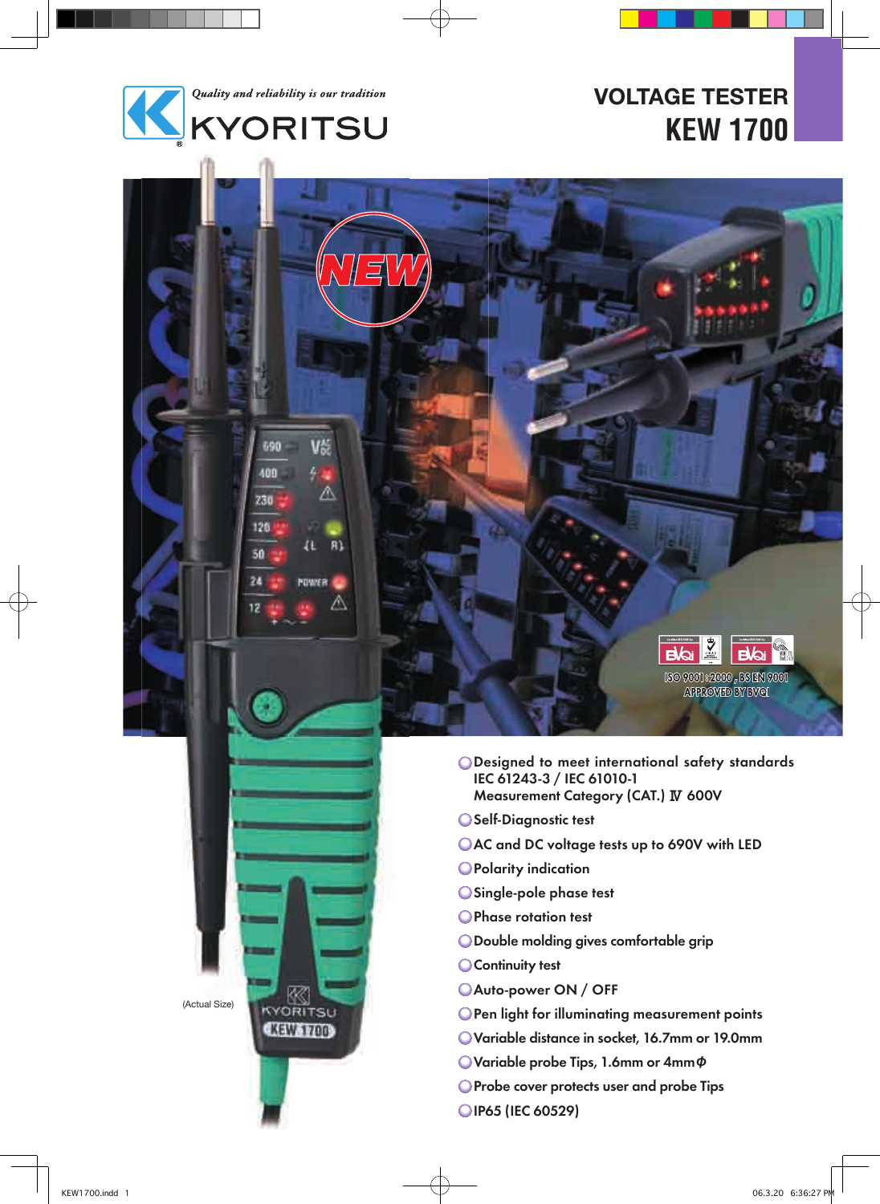*Quality and reliability is our tradition*

KYORITSU

# VOLTAGE TESTER
# KEW 1700

NEW

ISO 9001 : 2000 , BS EN 9001
APPROVED BY BVQI

(Actual Size)

- Designed to meet international safety standards
  IEC 61243-3 / IEC 61010-1
  Measurement Category (CAT.) Ⅳ 600V
- Self-Diagnostic test
- AC and DC voltage tests up to 690V with LED
- Polarity indication
- Single-pole phase test
- Phase rotation test
- Double molding gives comfortable grip
- Continuity test
- Auto-power ON / OFF
- Pen light for illuminating measurement points
- Variable distance in socket, 16.7mm or 19.0mm
- Variable probe Tips, 1.6mm or 4mmΦ
- Probe cover protects user and probe Tips
- IP65 (IEC 60529)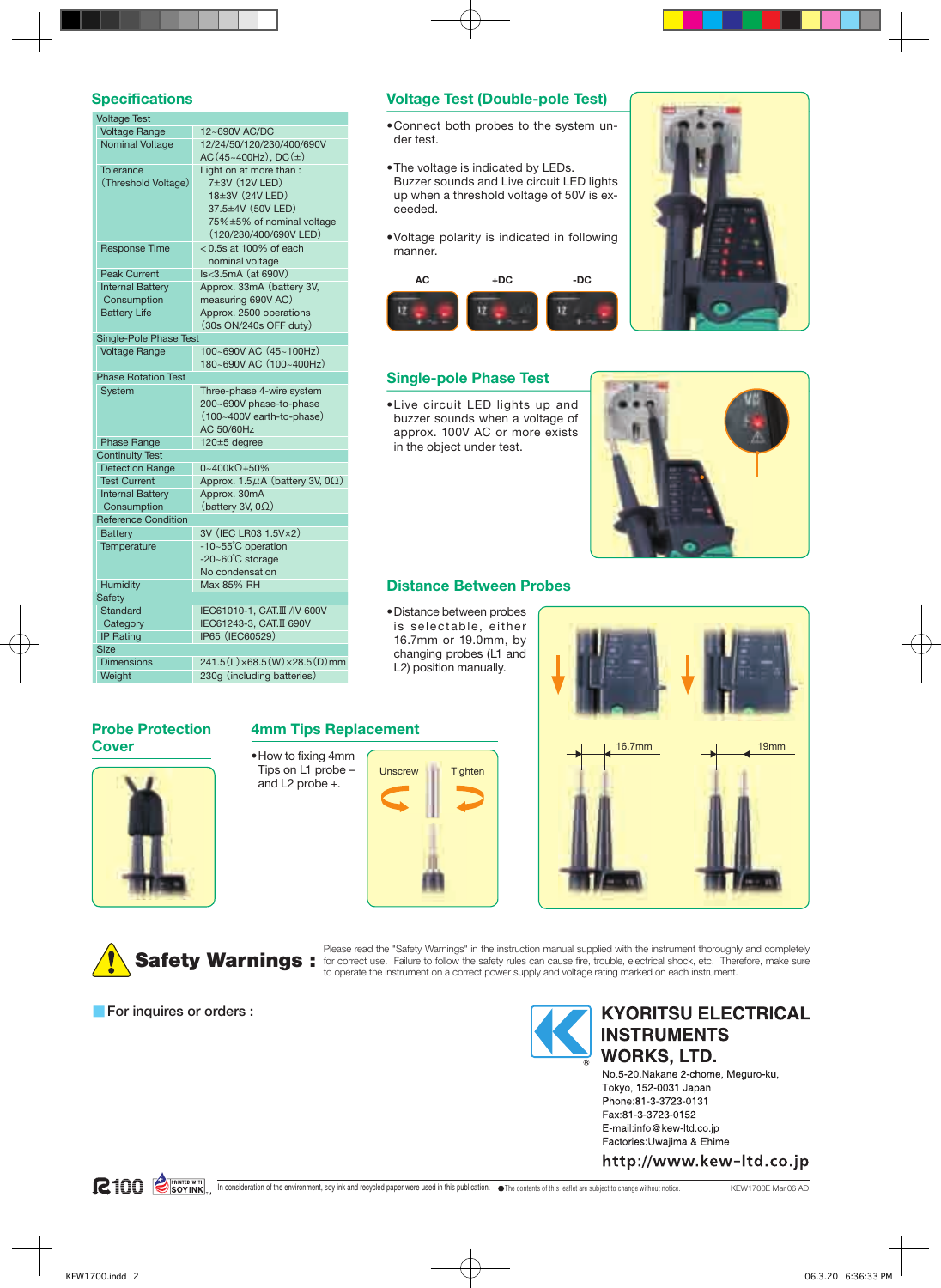## Specifications

| | |
|---|---|
| **Voltage Test** | |
| Voltage Range | 12~690V AC/DC |
| Nominal Voltage | 12/24/50/120/230/400/690V AC(45~400Hz), DC(±) |
| Tolerance (Threshold Voltage) | Light on at more than : 7±3V (12V LED) 18±3V (24V LED) 37.5±4V (50V LED) 75%±5% of nominal voltage (120/230/400/690V LED) |
| Response Time | < 0.5s at 100% of each nominal voltage |
| Peak Current | Is<3.5mA (at 690V) |
| Internal Battery Consumption | Approx. 33mA (battery 3V, measuring 690V AC) |
| Battery Life | Approx. 2500 operations (30s ON/240s OFF duty) |
| **Single-Pole Phase Test** | |
| Voltage Range | 100~690V AC (45~100Hz) 180~690V AC (100~400Hz) |
| **Phase Rotation Test** | |
| System | Three-phase 4-wire system 200~690V phase-to-phase (100~400V earth-to-phase) AC 50/60Hz |
| Phase Range | 120±5 degree |
| **Continuity Test** | |
| Detection Range | 0~400kΩ+50% |
| Test Current | Approx. 1.5μA (battery 3V, 0Ω) |
| Internal Battery Consumption | Approx. 30mA (battery 3V, 0Ω) |
| **Reference Condition** | |
| Battery | 3V (IEC LR03 1.5V×2) |
| Temperature | -10~55˚C operation -20~60˚C storage No condensation |
| Humidity | Max 85% RH |
| **Safety** | |
| Standard Category | IEC61010-1, CAT.Ⅲ /Ⅳ 600V IEC61243-3, CAT.Ⅱ 690V |
| IP Rating | IP65 (IEC60529) |
| **Size** | |
| Dimensions | 241.5(L)×68.5(W)×28.5(D)mm |
| Weight | 230g (including batteries) |

## Voltage Test (Double-pole Test)

- Connect both probes to the system under test.
- The voltage is indicated by LEDs. Buzzer sounds and Live circuit LED lights up when a threshold voltage of 50V is exceeded.
- Voltage polarity is indicated in following manner.

AC +DC -DC

## Single-pole Phase Test

- Live circuit LED lights up and buzzer sounds when a voltage of approx. 100V AC or more exists in the object under test.

## Distance Between Probes

- Distance between probes is selectable, either 16.7mm or 19.0mm, by changing probes (L1 and L2) position manually.

16.7mm 19mm

## Probe Protection Cover

## 4mm Tips Replacement

- How to fixing 4mm Tips on L1 probe – and L2 probe +.

Unscrew Tighten

**Safety Warnings :** Please read the "Safety Warnings" in the instruction manual supplied with the instrument thoroughly and completely for correct use. Failure to follow the safety rules can cause fire, trouble, electrical shock, etc. Therefore, make sure to operate the instrument on a correct power supply and voltage rating marked on each instrument.

For inquires or orders :

**KYORITSU ELECTRICAL INSTRUMENTS WORKS, LTD.**

No.5-20,Nakane 2-chome, Meguro-ku,
Tokyo, 152-0031 Japan
Phone:81-3-3723-0131
Fax:81-3-3723-0152
E-mail:info@kew-ltd.co.jp
Factories:Uwajima & Ehime

**http://www.kew-ltd.co.jp**

In consideration of the environment, soy ink and recycled paper were used in this publication. ●The contents of this leaflet are subject to change without notice. KEW1700E Mar.06 AD